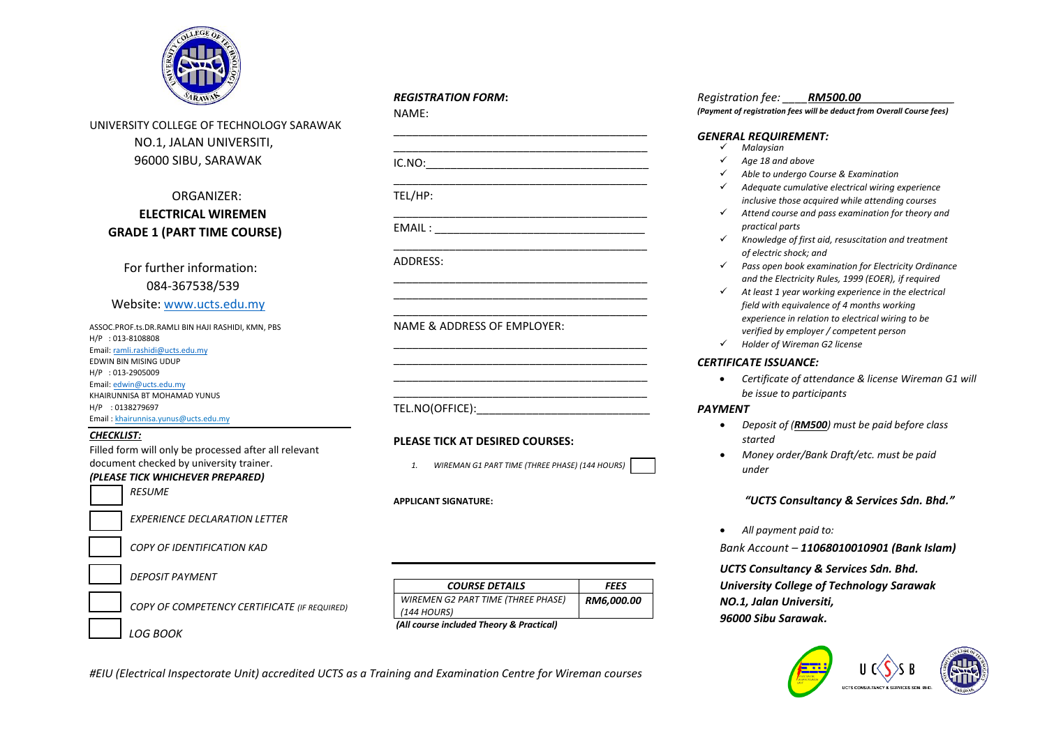UNIVERSITY COLLEGE OF TECHNOLOGY SARAWAK
NO.1, JALAN UNIVERSITI,
96000 SIBU, SARAWAK

ORGANIZER:

**ELECTRICAL WIREMEN GRADE 1 (PART TIME COURSE)**

For further information:
084-367538/539
Website: www.ucts.edu.my

ASSOC.PROF.ts.DR.RAMLI BIN HAJI RASHIDI, KMN, PBS
H/P : 013-8108808
Email: ramli.rashidi@ucts.edu.my
EDWIN BIN MISING UDUP
H/P : 013-2905009
Email: edwin@ucts.edu.my
KHAIRUNNISA BT MOHAMAD YUNUS
H/P : 0138279697
Email : khairunnisa.yunus@ucts.edu.my

***CHECKLIST:***

Filled form will only be processed after all relevant document checked by university trainer.

***(PLEASE TICK WHICHEVER PREPARED)***

- ☐ *RESUME*
- ☐ *EXPERIENCE DECLARATION LETTER*
- ☐ *COPY OF IDENTIFICATION KAD*
- ☐ *DEPOSIT PAYMENT*
- ☐ *COPY OF COMPETENCY CERTIFICATE (IF REQUIRED)*
- ☐ *LOG BOOK*

***REGISTRATION FORM*:**

NAME: ________________________________________

________________________________________

IC.NO: ________________________________________

TEL/HP: ________________________________________

EMAIL : ________________________________________

ADDRESS: ________________________________________

________________________________________

________________________________________

NAME & ADDRESS OF EMPLOYER: ________________________________________

________________________________________

________________________________________

TEL.NO(OFFICE): ____________________________

**PLEASE TICK AT DESIRED COURSES:**

1. *WIREMAN G1 PART TIME (THREE PHASE) (144 HOURS)* ☐

**APPLICANT SIGNATURE:**

| *COURSE DETAILS* | *FEES* |
|---|---|
| *WIREMEN G2 PART TIME (THREE PHASE) (144 HOURS)* | ***RM6,000.00*** |

***(All course included Theory & Practical)***

*Registration fee:* ____***RM500.00***______________

***(Payment of registration fees will be deduct from Overall Course fees)***

***GENERAL REQUIREMENT:***

- ✓ *Malaysian*
- ✓ *Age 18 and above*
- ✓ *Able to undergo Course & Examination*
- ✓ *Adequate cumulative electrical wiring experience inclusive those acquired while attending courses*
- ✓ *Attend course and pass examination for theory and practical parts*
- ✓ *Knowledge of first aid, resuscitation and treatment of electric shock; and*
- ✓ *Pass open book examination for Electricity Ordinance and the Electricity Rules, 1999 (EOER), if required*
- ✓ *At least 1 year working experience in the electrical field with equivalence of 4 months working experience in relation to electrical wiring to be verified by employer / competent person*
- ✓ *Holder of Wireman G2 license*

***CERTIFICATE ISSUANCE:***

- *Certificate of attendance & license Wireman G1 will be issue to participants*

***PAYMENT***

- *Deposit of (**RM500**) must be paid before class started*
- *Money order/Bank Draft/etc. must be paid under*

***"UCTS Consultancy & Services Sdn. Bhd."***

- *All payment paid to:*

*Bank Account – **11068010010901 (Bank Islam)***

***UCTS Consultancy & Services Sdn. Bhd.***
***University College of Technology Sarawak***
***NO.1, Jalan Universiti,***
***96000 Sibu Sarawak.***

*#EIU (Electrical Inspectorate Unit) accredited UCTS as a Training and Examination Centre for Wireman courses*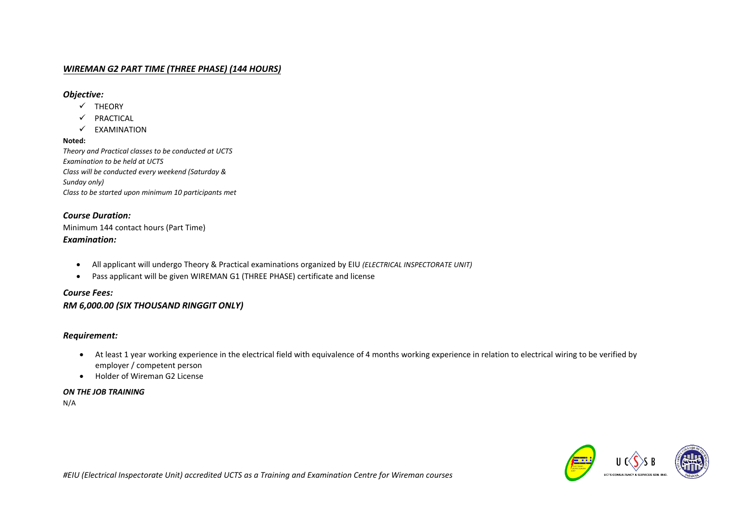## ***WIREMAN G2 PART TIME (THREE PHASE) (144 HOURS)***

### *Objective:*

- ✓ THEORY
- ✓ PRACTICAL
- ✓ EXAMINATION

**Noted:**

*Theory and Practical classes to be conducted at UCTS*
*Examination to be held at UCTS*
*Class will be conducted every weekend (Saturday & Sunday only)*
*Class to be started upon minimum 10 participants met*

### *Course Duration:*

Minimum 144 contact hours (Part Time)

### *Examination:*

- All applicant will undergo Theory & Practical examinations organized by EIU *(ELECTRICAL INSPECTORATE UNIT)*
- Pass applicant will be given WIREMAN G1 (THREE PHASE) certificate and license

### *Course Fees:*

### *RM 6,000.00 (SIX THOUSAND RINGGIT ONLY)*

### *Requirement:*

- At least 1 year working experience in the electrical field with equivalence of 4 months working experience in relation to electrical wiring to be verified by employer / competent person
- Holder of Wireman G2 License

***ON THE JOB TRAINING***

N/A

*#EIU (Electrical Inspectorate Unit) accredited UCTS as a Training and Examination Centre for Wireman courses*